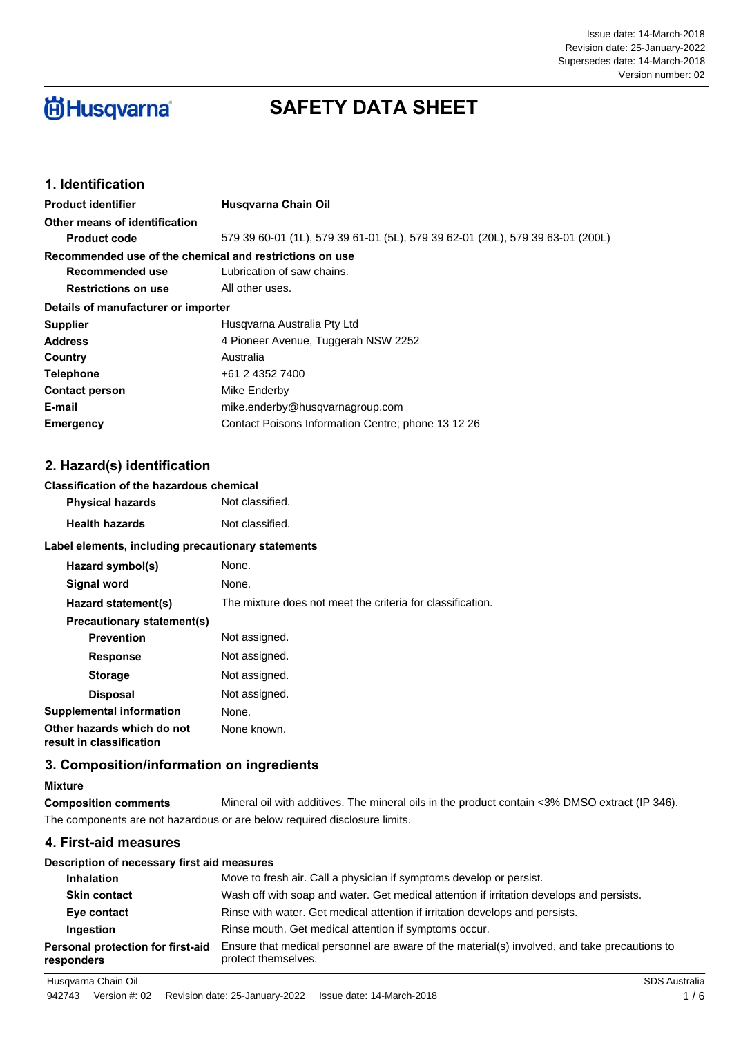Issue date: 14-March-2018
Revision date: 25-January-2022
Supersedes date: 14-March-2018
Version number: 02

Husqvarna

# SAFETY DATA SHEET

## 1. Identification

**Product identifier** Husqvarna Chain Oil

**Other means of identification**

**Product code** 579 39 60-01 (1L), 579 39 61-01 (5L), 579 39 62-01 (20L), 579 39 63-01 (200L)

**Recommended use of the chemical and restrictions on use**

**Recommended use** Lubrication of saw chains.

**Restrictions on use** All other uses.

**Details of manufacturer or importer**

**Supplier** Husqvarna Australia Pty Ltd

**Address** 4 Pioneer Avenue, Tuggerah NSW 2252

**Country** Australia

**Telephone** +61 2 4352 7400

**Contact person** Mike Enderby

**E-mail** mike.enderby@husqvarnagroup.com

**Emergency** Contact Poisons Information Centre; phone 13 12 26

## 2. Hazard(s) identification

**Classification of the hazardous chemical**

**Physical hazards** Not classified.

**Health hazards** Not classified.

**Label elements, including precautionary statements**

**Hazard symbol(s)** None.

**Signal word** None.

**Hazard statement(s)** The mixture does not meet the criteria for classification.

**Precautionary statement(s)**

**Prevention** Not assigned.

**Response** Not assigned.

**Storage** Not assigned.

**Disposal** Not assigned.

**Supplemental information** None.

**Other hazards which do not result in classification** None known.

## 3. Composition/information on ingredients

**Mixture**

**Composition comments** Mineral oil with additives. The mineral oils in the product contain <3% DMSO extract (IP 346).

The components are not hazardous or are below required disclosure limits.

## 4. First-aid measures

**Description of necessary first aid measures**

**Inhalation** Move to fresh air. Call a physician if symptoms develop or persist.

**Skin contact** Wash off with soap and water. Get medical attention if irritation develops and persists.

**Eye contact** Rinse with water. Get medical attention if irritation develops and persists.

**Ingestion** Rinse mouth. Get medical attention if symptoms occur.

**Personal protection for first-aid responders** Ensure that medical personnel are aware of the material(s) involved, and take precautions to protect themselves.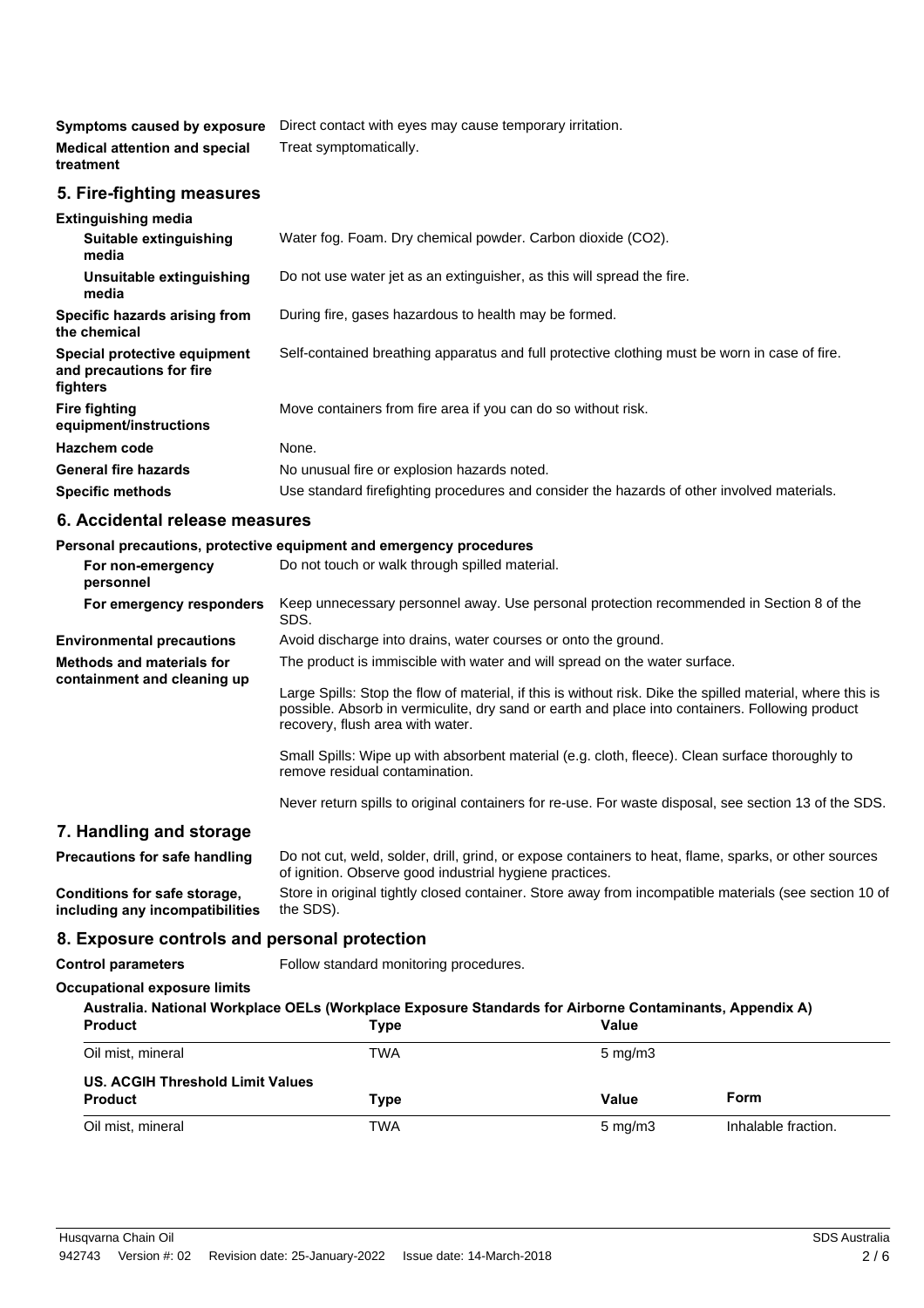**Symptoms caused by exposure** Direct contact with eyes may cause temporary irritation.

**Medical attention and special treatment** Treat symptomatically.

## 5. Fire-fighting measures

**Extinguishing media**

| | |
|---|---|
| **Suitable extinguishing media** | Water fog. Foam. Dry chemical powder. Carbon dioxide ($CO_2$). |
| **Unsuitable extinguishing media** | Do not use water jet as an extinguisher, as this will spread the fire. |
| **Specific hazards arising from the chemical** | During fire, gases hazardous to health may be formed. |
| **Special protective equipment and precautions for fire fighters** | Self-contained breathing apparatus and full protective clothing must be worn in case of fire. |
| **Fire fighting equipment/instructions** | Move containers from fire area if you can do so without risk. |
| **Hazchem code** | None. |
| **General fire hazards** | No unusual fire or explosion hazards noted. |
| **Specific methods** | Use standard firefighting procedures and consider the hazards of other involved materials. |

## 6. Accidental release measures

**Personal precautions, protective equipment and emergency procedures**

**For non-emergency personnel** Do not touch or walk through spilled material.

**For emergency responders** Keep unnecessary personnel away. Use personal protection recommended in Section 8 of the SDS.

**Environmental precautions** Avoid discharge into drains, water courses or onto the ground.

**Methods and materials for containment and cleaning up** The product is immiscible with water and will spread on the water surface.

Large Spills: Stop the flow of material, if this is without risk. Dike the spilled material, where this is possible. Absorb in vermiculite, dry sand or earth and place into containers. Following product recovery, flush area with water.

Small Spills: Wipe up with absorbent material (e.g. cloth, fleece). Clean surface thoroughly to remove residual contamination.

Never return spills to original containers for re-use. For waste disposal, see section 13 of the SDS.

## 7. Handling and storage

**Precautions for safe handling** Do not cut, weld, solder, drill, grind, or expose containers to heat, flame, sparks, or other sources of ignition. Observe good industrial hygiene practices.

**Conditions for safe storage, including any incompatibilities** Store in original tightly closed container. Store away from incompatible materials (see section 10 of the SDS).

## 8. Exposure controls and personal protection

**Control parameters** Follow standard monitoring procedures.

**Occupational exposure limits**

**Australia. National Workplace OELs (Workplace Exposure Standards for Airborne Contaminants, Appendix A)**

| Product | Type | Value |
|---|---|---|
| Oil mist, mineral | TWA | 5 mg/m3 |

**US. ACGIH Threshold Limit Values**

| Product | Type | Value | Form |
|---|---|---|---|
| Oil mist, mineral | TWA | 5 mg/m3 | Inhalable fraction. |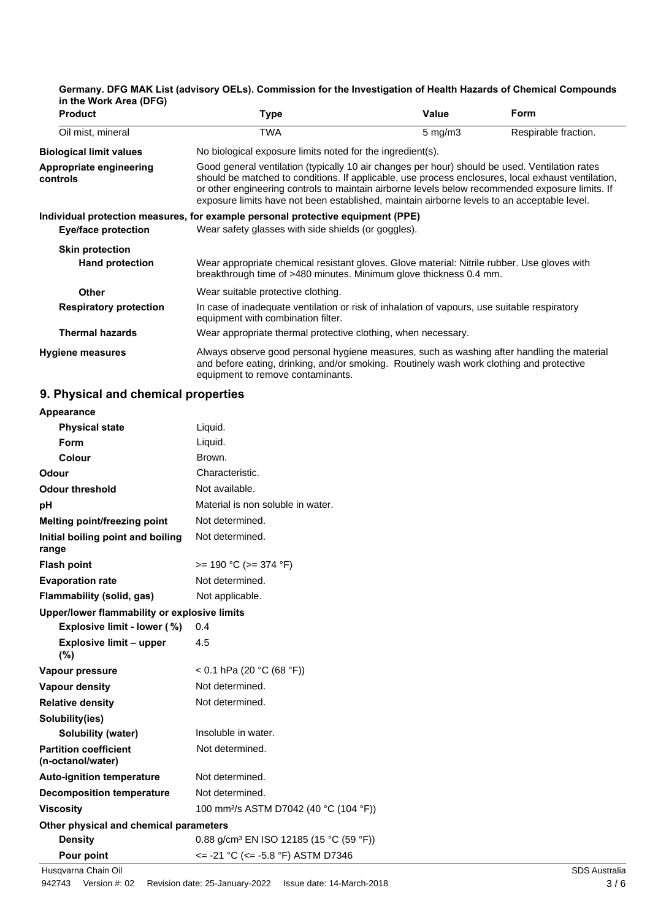**Germany. DFG MAK List (advisory OELs). Commission for the Investigation of Health Hazards of Chemical Compounds in the Work Area (DFG)**

| Product | Type | Value | Form |
|---|---|---|---|
| Oil mist, mineral | TWA | 5 mg/m3 | Respirable fraction. |

**Biological limit values** No biological exposure limits noted for the ingredient(s).

**Appropriate engineering controls** Good general ventilation (typically 10 air changes per hour) should be used. Ventilation rates should be matched to conditions. If applicable, use process enclosures, local exhaust ventilation, or other engineering controls to maintain airborne levels below recommended exposure limits. If exposure limits have not been established, maintain airborne levels to an acceptable level.

**Individual protection measures, for example personal protective equipment (PPE)**

**Eye/face protection** Wear safety glasses with side shields (or goggles).

**Skin protection**

**Hand protection** Wear appropriate chemical resistant gloves. Glove material: Nitrile rubber. Use gloves with breakthrough time of >480 minutes. Minimum glove thickness 0.4 mm.

**Other** Wear suitable protective clothing.

**Respiratory protection** In case of inadequate ventilation or risk of inhalation of vapours, use suitable respiratory equipment with combination filter.

**Thermal hazards** Wear appropriate thermal protective clothing, when necessary.

**Hygiene measures** Always observe good personal hygiene measures, such as washing after handling the material and before eating, drinking, and/or smoking. Routinely wash work clothing and protective equipment to remove contaminants.

## 9. Physical and chemical properties

**Appearance**

| | |
|---|---|
| **Physical state** | Liquid. |
| **Form** | Liquid. |
| **Colour** | Brown. |
| **Odour** | Characteristic. |
| **Odour threshold** | Not available. |
| **pH** | Material is non soluble in water. |
| **Melting point/freezing point** | Not determined. |
| **Initial boiling point and boiling range** | Not determined. |
| **Flash point** | >= 190 °C (>= 374 °F) |
| **Evaporation rate** | Not determined. |
| **Flammability (solid, gas)** | Not applicable. |
| **Upper/lower flammability or explosive limits** | |
| **Explosive limit - lower (%)** | 0.4 |
| **Explosive limit – upper (%)** | 4.5 |
| **Vapour pressure** | < 0.1 hPa (20 °C (68 °F)) |
| **Vapour density** | Not determined. |
| **Relative density** | Not determined. |
| **Solubility(ies)** | |
| **Solubility (water)** | Insoluble in water. |
| **Partition coefficient (n-octanol/water)** | Not determined. |
| **Auto-ignition temperature** | Not determined. |
| **Decomposition temperature** | Not determined. |
| **Viscosity** | 100 mm²/s ASTM D7042 (40 °C (104 °F)) |
| **Other physical and chemical parameters** | |
| **Density** | 0.88 g/cm³ EN ISO 12185 (15 °C (59 °F)) |
| **Pour point** | <= -21 °C (<= -5.8 °F) ASTM D7346 |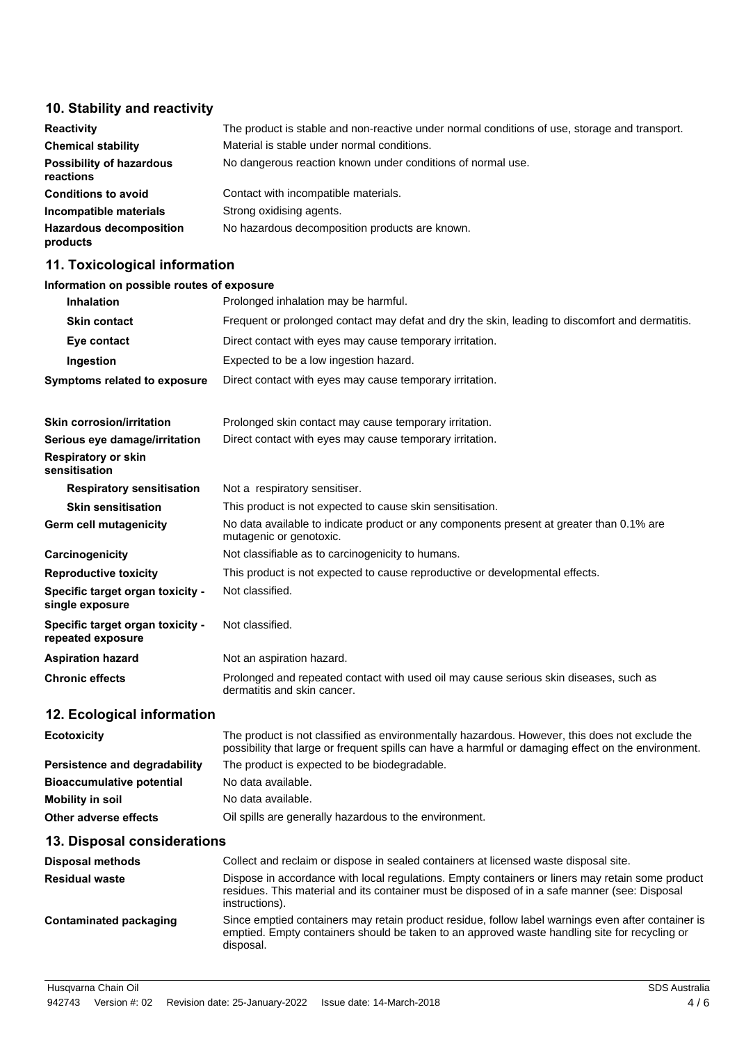## 10. Stability and reactivity

| | |
|---|---|
| **Reactivity** | The product is stable and non-reactive under normal conditions of use, storage and transport. |
| **Chemical stability** | Material is stable under normal conditions. |
| **Possibility of hazardous reactions** | No dangerous reaction known under conditions of normal use. |
| **Conditions to avoid** | Contact with incompatible materials. |
| **Incompatible materials** | Strong oxidising agents. |
| **Hazardous decomposition products** | No hazardous decomposition products are known. |

## 11. Toxicological information

**Information on possible routes of exposure**

| | |
|---|---|
| **Inhalation** | Prolonged inhalation may be harmful. |
| **Skin contact** | Frequent or prolonged contact may defat and dry the skin, leading to discomfort and dermatitis. |
| **Eye contact** | Direct contact with eyes may cause temporary irritation. |
| **Ingestion** | Expected to be a low ingestion hazard. |
| **Symptoms related to exposure** | Direct contact with eyes may cause temporary irritation. |

| | |
|---|---|
| **Skin corrosion/irritation** | Prolonged skin contact may cause temporary irritation. |
| **Serious eye damage/irritation** | Direct contact with eyes may cause temporary irritation. |
| **Respiratory or skin sensitisation** | |
| **Respiratory sensitisation** | Not a respiratory sensitiser. |
| **Skin sensitisation** | This product is not expected to cause skin sensitisation. |
| **Germ cell mutagenicity** | No data available to indicate product or any components present at greater than 0.1% are mutagenic or genotoxic. |
| **Carcinogenicity** | Not classifiable as to carcinogenicity to humans. |
| **Reproductive toxicity** | This product is not expected to cause reproductive or developmental effects. |
| **Specific target organ toxicity - single exposure** | Not classified. |
| **Specific target organ toxicity - repeated exposure** | Not classified. |
| **Aspiration hazard** | Not an aspiration hazard. |
| **Chronic effects** | Prolonged and repeated contact with used oil may cause serious skin diseases, such as dermatitis and skin cancer. |

## 12. Ecological information

| | |
|---|---|
| **Ecotoxicity** | The product is not classified as environmentally hazardous. However, this does not exclude the possibility that large or frequent spills can have a harmful or damaging effect on the environment. |
| **Persistence and degradability** | The product is expected to be biodegradable. |
| **Bioaccumulative potential** | No data available. |
| **Mobility in soil** | No data available. |
| **Other adverse effects** | Oil spills are generally hazardous to the environment. |

## 13. Disposal considerations

| | |
|---|---|
| **Disposal methods** | Collect and reclaim or dispose in sealed containers at licensed waste disposal site. |
| **Residual waste** | Dispose in accordance with local regulations. Empty containers or liners may retain some product residues. This material and its container must be disposed of in a safe manner (see: Disposal instructions). |
| **Contaminated packaging** | Since emptied containers may retain product residue, follow label warnings even after container is emptied. Empty containers should be taken to an approved waste handling site for recycling or disposal. |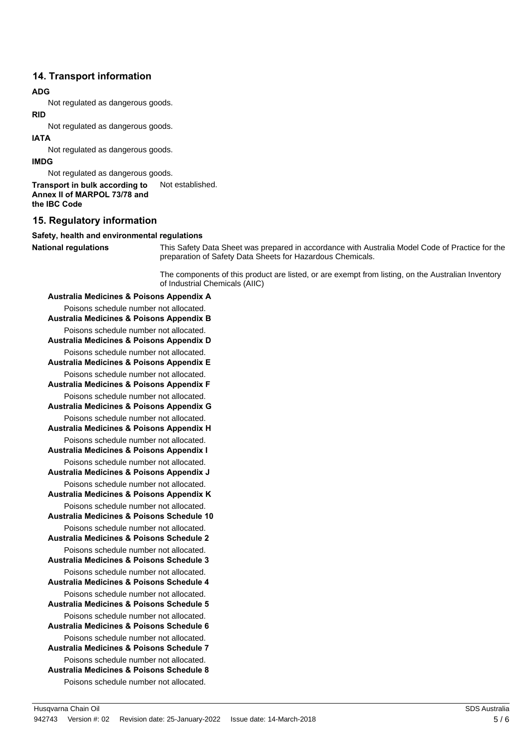## 14. Transport information

**ADG**

Not regulated as dangerous goods.

**RID**

Not regulated as dangerous goods.

**IATA**

Not regulated as dangerous goods.

**IMDG**

Not regulated as dangerous goods.

**Transport in bulk according to Annex II of MARPOL 73/78 and the IBC Code** Not established.

## 15. Regulatory information

**Safety, health and environmental regulations**

**National regulations** This Safety Data Sheet was prepared in accordance with Australia Model Code of Practice for the preparation of Safety Data Sheets for Hazardous Chemicals.

The components of this product are listed, or are exempt from listing, on the Australian Inventory of Industrial Chemicals (AIIC)

**Australia Medicines & Poisons Appendix A**

Poisons schedule number not allocated.

**Australia Medicines & Poisons Appendix B**

Poisons schedule number not allocated.

**Australia Medicines & Poisons Appendix D**

Poisons schedule number not allocated.

**Australia Medicines & Poisons Appendix E**

Poisons schedule number not allocated.

**Australia Medicines & Poisons Appendix F**

Poisons schedule number not allocated.

**Australia Medicines & Poisons Appendix G**

Poisons schedule number not allocated.

**Australia Medicines & Poisons Appendix H**

Poisons schedule number not allocated.

**Australia Medicines & Poisons Appendix I**

Poisons schedule number not allocated.

**Australia Medicines & Poisons Appendix J**

Poisons schedule number not allocated.

**Australia Medicines & Poisons Appendix K**

Poisons schedule number not allocated.

**Australia Medicines & Poisons Schedule 10**

Poisons schedule number not allocated.

**Australia Medicines & Poisons Schedule 2**

Poisons schedule number not allocated.

**Australia Medicines & Poisons Schedule 3**

Poisons schedule number not allocated.

**Australia Medicines & Poisons Schedule 4**

Poisons schedule number not allocated.

**Australia Medicines & Poisons Schedule 5**

Poisons schedule number not allocated.

**Australia Medicines & Poisons Schedule 6**

Poisons schedule number not allocated.

**Australia Medicines & Poisons Schedule 7**

Poisons schedule number not allocated.

**Australia Medicines & Poisons Schedule 8**

Poisons schedule number not allocated.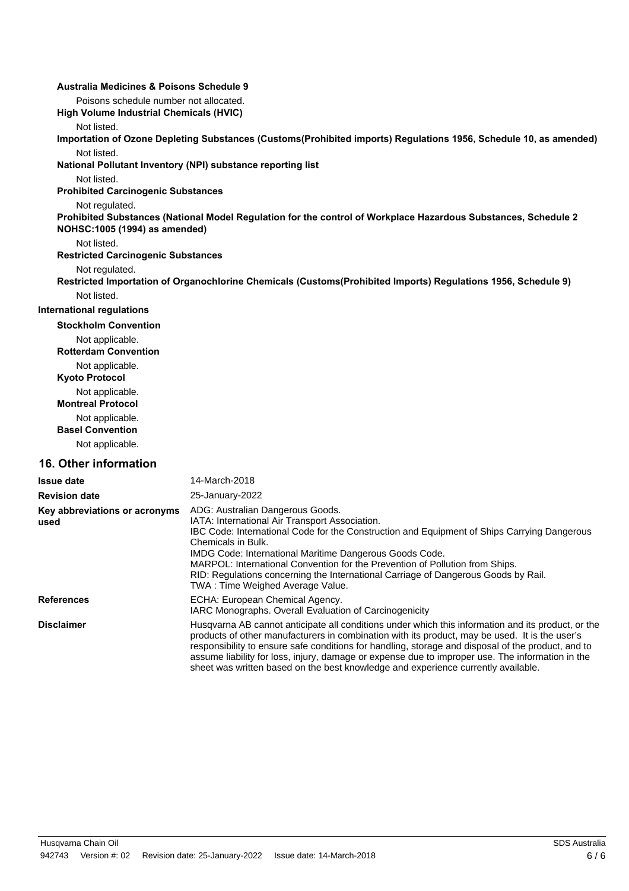**Australia Medicines & Poisons Schedule 9**

Poisons schedule number not allocated.

**High Volume Industrial Chemicals (HVIC)**

Not listed.

**Importation of Ozone Depleting Substances (Customs(Prohibited imports) Regulations 1956, Schedule 10, as amended)**

Not listed.

**National Pollutant Inventory (NPI) substance reporting list**

Not listed.

**Prohibited Carcinogenic Substances**

Not regulated.

**Prohibited Substances (National Model Regulation for the control of Workplace Hazardous Substances, Schedule 2 NOHSC:1005 (1994) as amended)**

Not listed.

**Restricted Carcinogenic Substances**

Not regulated.

**Restricted Importation of Organochlorine Chemicals (Customs(Prohibited Imports) Regulations 1956, Schedule 9)**

Not listed.

**International regulations**

**Stockholm Convention**

Not applicable.

**Rotterdam Convention**

Not applicable.

**Kyoto Protocol**

Not applicable.

**Montreal Protocol**

Not applicable.

**Basel Convention**

Not applicable.

## 16. Other information

| | |
|---|---|
| **Issue date** | 14-March-2018 |
| **Revision date** | 25-January-2022 |
| **Key abbreviations or acronyms used** | ADG: Australian Dangerous Goods.<br>IATA: International Air Transport Association.<br>IBC Code: International Code for the Construction and Equipment of Ships Carrying Dangerous Chemicals in Bulk.<br>IMDG Code: International Maritime Dangerous Goods Code.<br>MARPOL: International Convention for the Prevention of Pollution from Ships.<br>RID: Regulations concerning the International Carriage of Dangerous Goods by Rail.<br>TWA : Time Weighed Average Value. |
| **References** | ECHA: European Chemical Agency.<br>IARC Monographs. Overall Evaluation of Carcinogenicity |
| **Disclaimer** | Husqvarna AB cannot anticipate all conditions under which this information and its product, or the products of other manufacturers in combination with its product, may be used. It is the user's responsibility to ensure safe conditions for handling, storage and disposal of the product, and to assume liability for loss, injury, damage or expense due to improper use. The information in the sheet was written based on the best knowledge and experience currently available. |